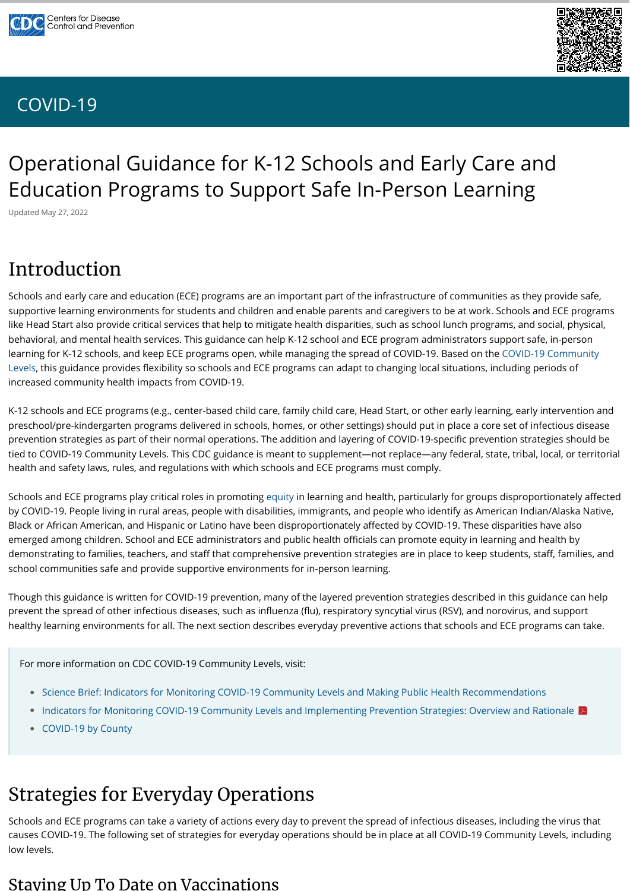COVID-19

# Operational Guidance for K-12 Schools and Early Care and Education Programs to Support Safe In-Person Learning

Updated May 27, 2022

## Introduction

Schools and early care and education (ECE) programs are an important part of the infrastructure of communities as they provide safe, supportive learning environments for students and children and enable parents and caregivers to be at work. Schools and ECE programs like Head Start also provide critical services that help to mitigate health disparities, such as school lunch programs, and social, physical, behavioral, and mental health services. This guidance can help K-12 school and ECE program administrators support safe, in-person learning for K-12 schools, and keep ECE programs open, while managing the spread of COVID-19. Based on the COVID-19 Community Levels, this guidance provides flexibility so schools and ECE programs can adapt to changing local situations, including periods of increased community health impacts from COVID-19.

K-12 schools and ECE programs (e.g., center-based child care, family child care, Head Start, or other early learning, early intervention and preschool/pre-kindergarten programs delivered in schools, homes, or other settings) should put in place a core set of infectious disease prevention strategies as part of their normal operations. The addition and layering of COVID-19-specific prevention strategies should be tied to COVID-19 Community Levels. This CDC guidance is meant to supplement—not replace—any federal, state, tribal, local, or territorial health and safety laws, rules, and regulations with which schools and ECE programs must comply.

Schools and ECE programs play critical roles in promoting equity in learning and health, particularly for groups disproportionately affected by COVID-19. People living in rural areas, people with disabilities, immigrants, and people who identify as American Indian/Alaska Native, Black or African American, and Hispanic or Latino have been disproportionately affected by COVID-19. These disparities have also emerged among children. School and ECE administrators and public health officials can promote equity in learning and health by demonstrating to families, teachers, and staff that comprehensive prevention strategies are in place to keep students, staff, families, and school communities safe and provide supportive environments for in-person learning.

Though this guidance is written for COVID-19 prevention, many of the layered prevention strategies described in this guidance can help prevent the spread of other infectious diseases, such as influenza (flu), respiratory syncytial virus (RSV), and norovirus, and support healthy learning environments for all. The next section describes everyday preventive actions that schools and ECE programs can take.

For more information on CDC COVID-19 Community Levels, visit:

- Science Brief: Indicators for Monitoring COVID-19 Community Levels and Making Public Health Recommendations
- Indicators for Monitoring COVID-19 Community Levels and Implementing Prevention Strategies: Overview and Rationale
- COVID-19 by County

## Strategies for Everyday Operations

Schools and ECE programs can take a variety of actions every day to prevent the spread of infectious diseases, including the virus that causes COVID-19. The following set of strategies for everyday operations should be in place at all COVID-19 Community Levels, including low levels.

### Staying Up To Date on Vaccinations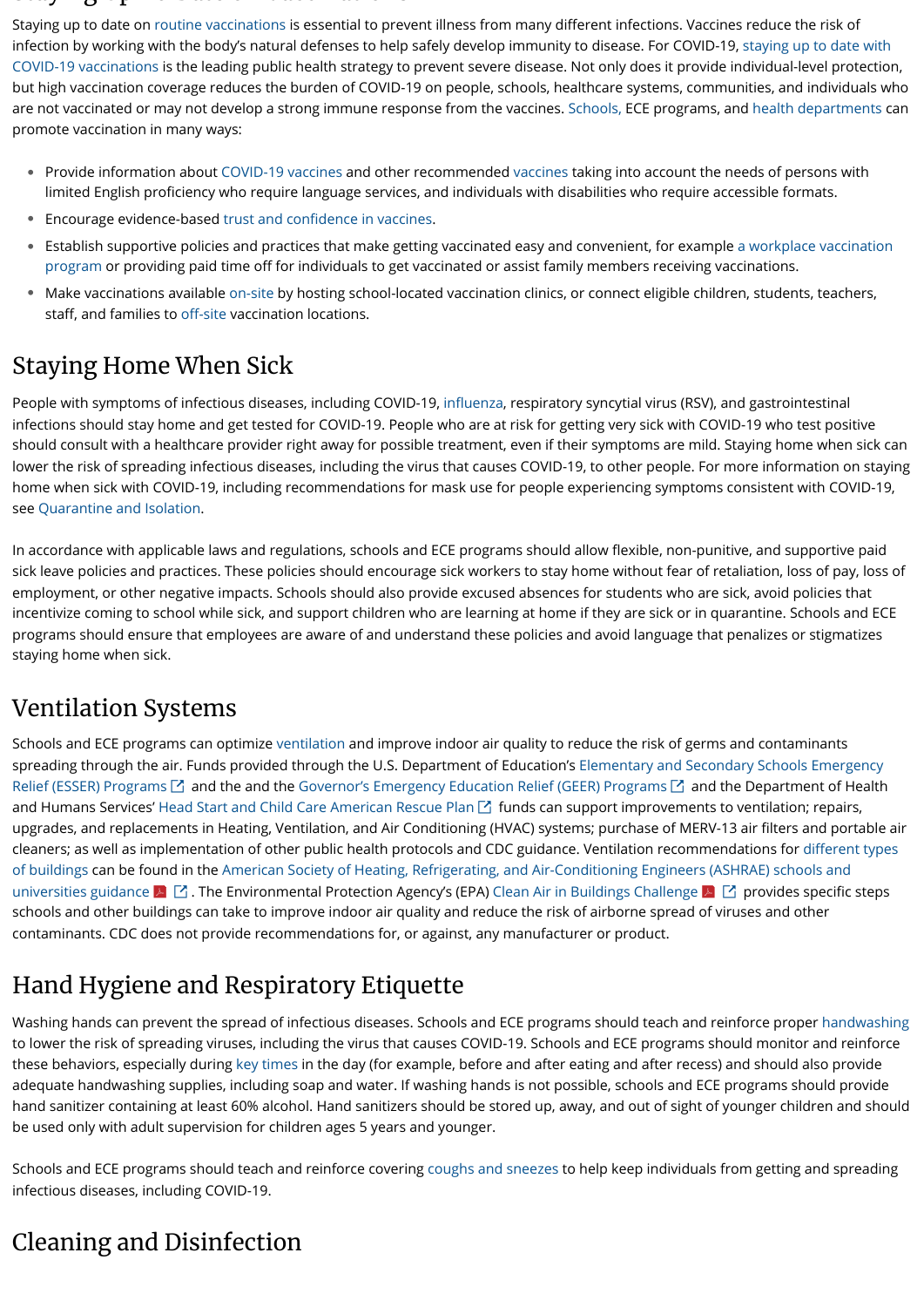Staying up to date on routine vaccinations is essential to prevent illness from many different infections. Vaccines reduce the risk of infection by working with the body's natural defenses to help safely develop immunity to disease. For COVID-19, staying up to date with COVID-19 vaccinations is the leading public health strategy to prevent severe disease. Not only does it provide individual-level protection, but high vaccination coverage reduces the burden of COVID-19 on people, schools, healthcare systems, communities, and individuals who are not vaccinated or may not develop a strong immune response from the vaccines. Schools, ECE programs, and health departments can promote vaccination in many ways:

- Provide information about COVID-19 vaccines and other recommended vaccines taking into account the needs of persons with limited English proficiency who require language services, and individuals with disabilities who require accessible formats.
- Encourage evidence-based trust and confidence in vaccines.
- Establish supportive policies and practices that make getting vaccinated easy and convenient, for example a workplace vaccination program or providing paid time off for individuals to get vaccinated or assist family members receiving vaccinations.
- Make vaccinations available on-site by hosting school-located vaccination clinics, or connect eligible children, students, teachers, staff, and families to off-site vaccination locations.

## Staying Home When Sick

People with symptoms of infectious diseases, including COVID-19, influenza, respiratory syncytial virus (RSV), and gastrointestinal infections should stay home and get tested for COVID-19. People who are at risk for getting very sick with COVID-19 who test positive should consult with a healthcare provider right away for possible treatment, even if their symptoms are mild. Staying home when sick can lower the risk of spreading infectious diseases, including the virus that causes COVID-19, to other people. For more information on staying home when sick with COVID-19, including recommendations for mask use for people experiencing symptoms consistent with COVID-19, see Quarantine and Isolation.

In accordance with applicable laws and regulations, schools and ECE programs should allow flexible, non-punitive, and supportive paid sick leave policies and practices. These policies should encourage sick workers to stay home without fear of retaliation, loss of pay, loss of employment, or other negative impacts. Schools should also provide excused absences for students who are sick, avoid policies that incentivize coming to school while sick, and support children who are learning at home if they are sick or in quarantine. Schools and ECE programs should ensure that employees are aware of and understand these policies and avoid language that penalizes or stigmatizes staying home when sick.

## Ventilation Systems

Schools and ECE programs can optimize ventilation and improve indoor air quality to reduce the risk of germs and contaminants spreading through the air. Funds provided through the U.S. Department of Education's Elementary and Secondary Schools Emergency Relief (ESSER) Programs and the and the Governor's Emergency Education Relief (GEER) Programs and the Department of Health and Humans Services' Head Start and Child Care American Rescue Plan funds can support improvements to ventilation; repairs, upgrades, and replacements in Heating, Ventilation, and Air Conditioning (HVAC) systems; purchase of MERV-13 air filters and portable air cleaners; as well as implementation of other public health protocols and CDC guidance. Ventilation recommendations for different types of buildings can be found in the American Society of Heating, Refrigerating, and Air-Conditioning Engineers (ASHRAE) schools and universities guidance. The Environmental Protection Agency's (EPA) Clean Air in Buildings Challenge provides specific steps schools and other buildings can take to improve indoor air quality and reduce the risk of airborne spread of viruses and other contaminants. CDC does not provide recommendations for, or against, any manufacturer or product.

## Hand Hygiene and Respiratory Etiquette

Washing hands can prevent the spread of infectious diseases. Schools and ECE programs should teach and reinforce proper handwashing to lower the risk of spreading viruses, including the virus that causes COVID-19. Schools and ECE programs should monitor and reinforce these behaviors, especially during key times in the day (for example, before and after eating and after recess) and should also provide adequate handwashing supplies, including soap and water. If washing hands is not possible, schools and ECE programs should provide hand sanitizer containing at least 60% alcohol. Hand sanitizers should be stored up, away, and out of sight of younger children and should be used only with adult supervision for children ages 5 years and younger.

Schools and ECE programs should teach and reinforce covering coughs and sneezes to help keep individuals from getting and spreading infectious diseases, including COVID-19.

## Cleaning and Disinfection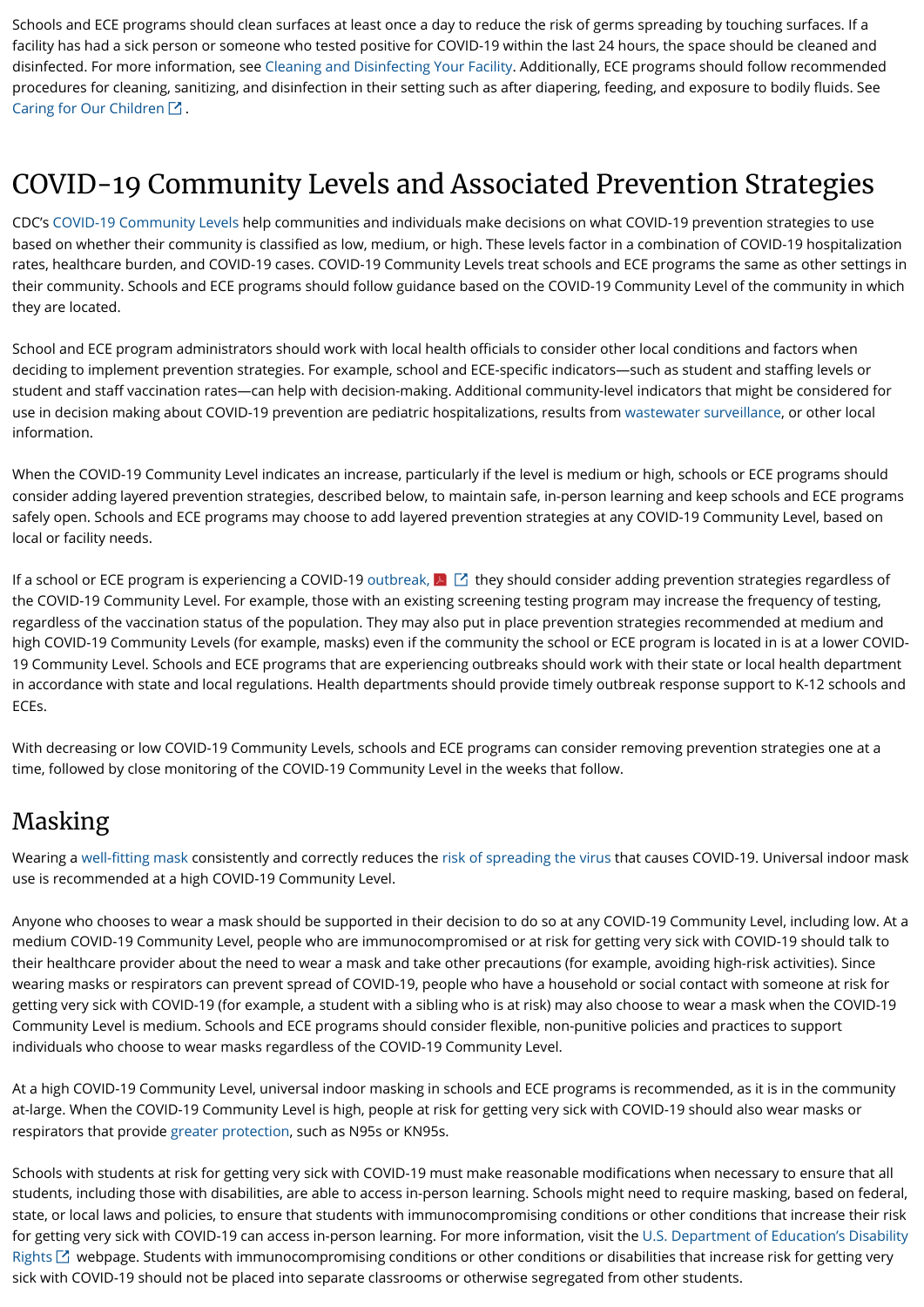Schools and ECE programs should clean surfaces at least once a day to reduce the risk of germs spreading by touching surfaces. If a facility has had a sick person or someone who tested positive for COVID-19 within the last 24 hours, the space should be cleaned and disinfected. For more information, see Cleaning and Disinfecting Your Facility. Additionally, ECE programs should follow recommended procedures for cleaning, sanitizing, and disinfection in their setting such as after diapering, feeding, and exposure to bodily fluids. See Caring for Our Children.

# COVID-19 Community Levels and Associated Prevention Strategies

CDC's COVID-19 Community Levels help communities and individuals make decisions on what COVID-19 prevention strategies to use based on whether their community is classified as low, medium, or high. These levels factor in a combination of COVID-19 hospitalization rates, healthcare burden, and COVID-19 cases. COVID-19 Community Levels treat schools and ECE programs the same as other settings in their community. Schools and ECE programs should follow guidance based on the COVID-19 Community Level of the community in which they are located.

School and ECE program administrators should work with local health officials to consider other local conditions and factors when deciding to implement prevention strategies. For example, school and ECE-specific indicators—such as student and staffing levels or student and staff vaccination rates—can help with decision-making. Additional community-level indicators that might be considered for use in decision making about COVID-19 prevention are pediatric hospitalizations, results from wastewater surveillance, or other local information.

When the COVID-19 Community Level indicates an increase, particularly if the level is medium or high, schools or ECE programs should consider adding layered prevention strategies, described below, to maintain safe, in-person learning and keep schools and ECE programs safely open. Schools and ECE programs may choose to add layered prevention strategies at any COVID-19 Community Level, based on local or facility needs.

If a school or ECE program is experiencing a COVID-19 outbreak, they should consider adding prevention strategies regardless of the COVID-19 Community Level. For example, those with an existing screening testing program may increase the frequency of testing, regardless of the vaccination status of the population. They may also put in place prevention strategies recommended at medium and high COVID-19 Community Levels (for example, masks) even if the community the school or ECE program is located in is at a lower COVID-19 Community Level. Schools and ECE programs that are experiencing outbreaks should work with their state or local health department in accordance with state and local regulations. Health departments should provide timely outbreak response support to K-12 schools and ECEs.

With decreasing or low COVID-19 Community Levels, schools and ECE programs can consider removing prevention strategies one at a time, followed by close monitoring of the COVID-19 Community Level in the weeks that follow.

## Masking

Wearing a well-fitting mask consistently and correctly reduces the risk of spreading the virus that causes COVID-19. Universal indoor mask use is recommended at a high COVID-19 Community Level.

Anyone who chooses to wear a mask should be supported in their decision to do so at any COVID-19 Community Level, including low. At a medium COVID-19 Community Level, people who are immunocompromised or at risk for getting very sick with COVID-19 should talk to their healthcare provider about the need to wear a mask and take other precautions (for example, avoiding high-risk activities). Since wearing masks or respirators can prevent spread of COVID-19, people who have a household or social contact with someone at risk for getting very sick with COVID-19 (for example, a student with a sibling who is at risk) may also choose to wear a mask when the COVID-19 Community Level is medium. Schools and ECE programs should consider flexible, non-punitive policies and practices to support individuals who choose to wear masks regardless of the COVID-19 Community Level.

At a high COVID-19 Community Level, universal indoor masking in schools and ECE programs is recommended, as it is in the community at-large. When the COVID-19 Community Level is high, people at risk for getting very sick with COVID-19 should also wear masks or respirators that provide greater protection, such as N95s or KN95s.

Schools with students at risk for getting very sick with COVID-19 must make reasonable modifications when necessary to ensure that all students, including those with disabilities, are able to access in-person learning. Schools might need to require masking, based on federal, state, or local laws and policies, to ensure that students with immunocompromising conditions or other conditions that increase their risk for getting very sick with COVID-19 can access in-person learning. For more information, visit the U.S. Department of Education's Disability Rights webpage. Students with immunocompromising conditions or other conditions or disabilities that increase risk for getting very sick with COVID-19 should not be placed into separate classrooms or otherwise segregated from other students.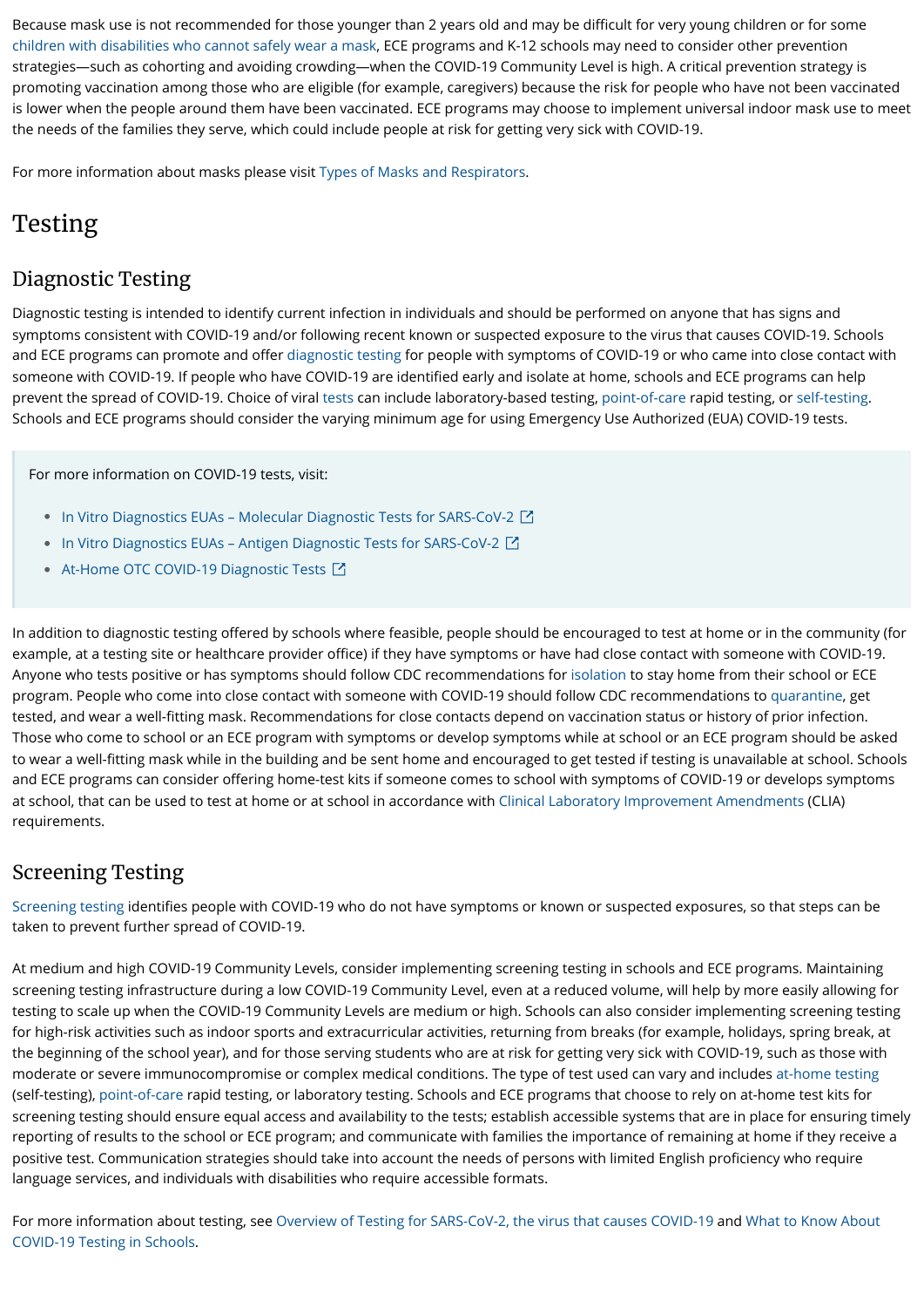Because mask use is not recommended for those younger than 2 years old and may be difficult for very young children or for some children with disabilities who cannot safely wear a mask, ECE programs and K-12 schools may need to consider other prevention strategies—such as cohorting and avoiding crowding—when the COVID-19 Community Level is high. A critical prevention strategy is promoting vaccination among those who are eligible (for example, caregivers) because the risk for people who have not been vaccinated is lower when the people around them have been vaccinated. ECE programs may choose to implement universal indoor mask use to meet the needs of the families they serve, which could include people at risk for getting very sick with COVID-19.

For more information about masks please visit Types of Masks and Respirators.

# Testing

## Diagnostic Testing

Diagnostic testing is intended to identify current infection in individuals and should be performed on anyone that has signs and symptoms consistent with COVID-19 and/or following recent known or suspected exposure to the virus that causes COVID-19. Schools and ECE programs can promote and offer diagnostic testing for people with symptoms of COVID-19 or who came into close contact with someone with COVID-19. If people who have COVID-19 are identified early and isolate at home, schools and ECE programs can help prevent the spread of COVID-19. Choice of viral tests can include laboratory-based testing, point-of-care rapid testing, or self-testing. Schools and ECE programs should consider the varying minimum age for using Emergency Use Authorized (EUA) COVID-19 tests.

> For more information on COVID-19 tests, visit:
>
> - In Vitro Diagnostics EUAs – Molecular Diagnostic Tests for SARS-CoV-2
> - In Vitro Diagnostics EUAs – Antigen Diagnostic Tests for SARS-CoV-2
> - At-Home OTC COVID-19 Diagnostic Tests

In addition to diagnostic testing offered by schools where feasible, people should be encouraged to test at home or in the community (for example, at a testing site or healthcare provider office) if they have symptoms or have had close contact with someone with COVID-19. Anyone who tests positive or has symptoms should follow CDC recommendations for isolation to stay home from their school or ECE program. People who come into close contact with someone with COVID-19 should follow CDC recommendations to quarantine, get tested, and wear a well-fitting mask. Recommendations for close contacts depend on vaccination status or history of prior infection. Those who come to school or an ECE program with symptoms or develop symptoms while at school or an ECE program should be asked to wear a well-fitting mask while in the building and be sent home and encouraged to get tested if testing is unavailable at school. Schools and ECE programs can consider offering home-test kits if someone comes to school with symptoms of COVID-19 or develops symptoms at school, that can be used to test at home or at school in accordance with Clinical Laboratory Improvement Amendments (CLIA) requirements.

## Screening Testing

Screening testing identifies people with COVID-19 who do not have symptoms or known or suspected exposures, so that steps can be taken to prevent further spread of COVID-19.

At medium and high COVID-19 Community Levels, consider implementing screening testing in schools and ECE programs. Maintaining screening testing infrastructure during a low COVID-19 Community Level, even at a reduced volume, will help by more easily allowing for testing to scale up when the COVID-19 Community Levels are medium or high. Schools can also consider implementing screening testing for high-risk activities such as indoor sports and extracurricular activities, returning from breaks (for example, holidays, spring break, at the beginning of the school year), and for those serving students who are at risk for getting very sick with COVID-19, such as those with moderate or severe immunocompromise or complex medical conditions. The type of test used can vary and includes at-home testing (self-testing), point-of-care rapid testing, or laboratory testing. Schools and ECE programs that choose to rely on at-home test kits for screening testing should ensure equal access and availability to the tests; establish accessible systems that are in place for ensuring timely reporting of results to the school or ECE program; and communicate with families the importance of remaining at home if they receive a positive test. Communication strategies should take into account the needs of persons with limited English proficiency who require language services, and individuals with disabilities who require accessible formats.

For more information about testing, see Overview of Testing for SARS-CoV-2, the virus that causes COVID-19 and What to Know About COVID-19 Testing in Schools.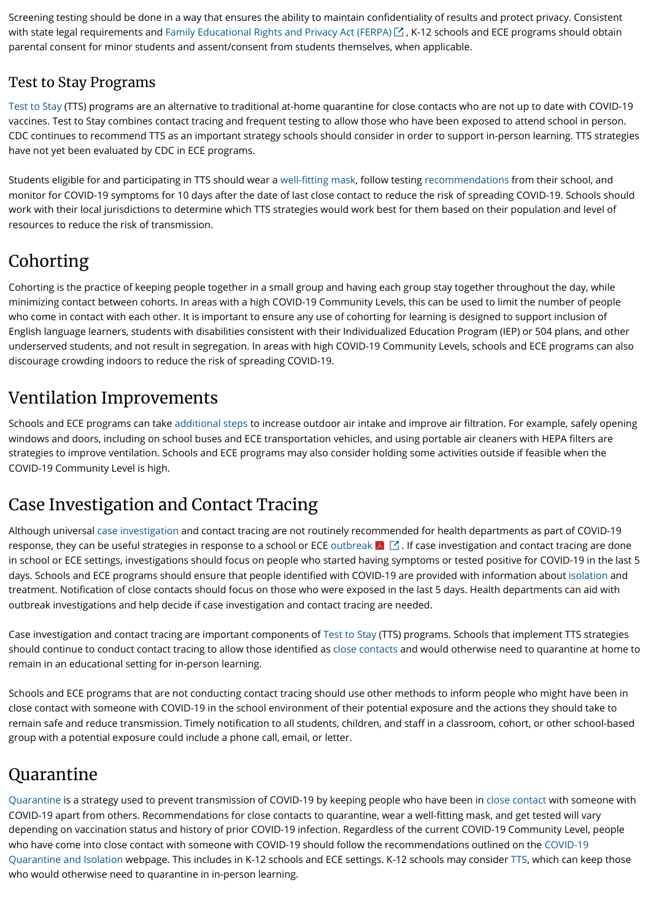Screening testing should be done in a way that ensures the ability to maintain confidentiality of results and protect privacy. Consistent with state legal requirements and Family Educational Rights and Privacy Act (FERPA), K-12 schools and ECE programs should obtain parental consent for minor students and assent/consent from students themselves, when applicable.

### Test to Stay Programs

Test to Stay (TTS) programs are an alternative to traditional at-home quarantine for close contacts who are not up to date with COVID-19 vaccines. Test to Stay combines contact tracing and frequent testing to allow those who have been exposed to attend school in person. CDC continues to recommend TTS as an important strategy schools should consider in order to support in-person learning. TTS strategies have not yet been evaluated by CDC in ECE programs.

Students eligible for and participating in TTS should wear a well-fitting mask, follow testing recommendations from their school, and monitor for COVID-19 symptoms for 10 days after the date of last close contact to reduce the risk of spreading COVID-19. Schools should work with their local jurisdictions to determine which TTS strategies would work best for them based on their population and level of resources to reduce the risk of transmission.

## Cohorting

Cohorting is the practice of keeping people together in a small group and having each group stay together throughout the day, while minimizing contact between cohorts. In areas with a high COVID-19 Community Levels, this can be used to limit the number of people who come in contact with each other. It is important to ensure any use of cohorting for learning is designed to support inclusion of English language learners, students with disabilities consistent with their Individualized Education Program (IEP) or 504 plans, and other underserved students, and not result in segregation. In areas with high COVID-19 Community Levels, schools and ECE programs can also discourage crowding indoors to reduce the risk of spreading COVID-19.

## Ventilation Improvements

Schools and ECE programs can take additional steps to increase outdoor air intake and improve air filtration. For example, safely opening windows and doors, including on school buses and ECE transportation vehicles, and using portable air cleaners with HEPA filters are strategies to improve ventilation. Schools and ECE programs may also consider holding some activities outside if feasible when the COVID-19 Community Level is high.

## Case Investigation and Contact Tracing

Although universal case investigation and contact tracing are not routinely recommended for health departments as part of COVID-19 response, they can be useful strategies in response to a school or ECE outbreak. If case investigation and contact tracing are done in school or ECE settings, investigations should focus on people who started having symptoms or tested positive for COVID-19 in the last 5 days. Schools and ECE programs should ensure that people identified with COVID-19 are provided with information about isolation and treatment. Notification of close contacts should focus on those who were exposed in the last 5 days. Health departments can aid with outbreak investigations and help decide if case investigation and contact tracing are needed.

Case investigation and contact tracing are important components of Test to Stay (TTS) programs. Schools that implement TTS strategies should continue to conduct contact tracing to allow those identified as close contacts and would otherwise need to quarantine at home to remain in an educational setting for in-person learning.

Schools and ECE programs that are not conducting contact tracing should use other methods to inform people who might have been in close contact with someone with COVID-19 in the school environment of their potential exposure and the actions they should take to remain safe and reduce transmission. Timely notification to all students, children, and staff in a classroom, cohort, or other school-based group with a potential exposure could include a phone call, email, or letter.

## Quarantine

Quarantine is a strategy used to prevent transmission of COVID-19 by keeping people who have been in close contact with someone with COVID-19 apart from others. Recommendations for close contacts to quarantine, wear a well-fitting mask, and get tested will vary depending on vaccination status and history of prior COVID-19 infection. Regardless of the current COVID-19 Community Level, people who have come into close contact with someone with COVID-19 should follow the recommendations outlined on the COVID-19 Quarantine and Isolation webpage. This includes in K-12 schools and ECE settings. K-12 schools may consider TTS, which can keep those who would otherwise need to quarantine in in-person learning.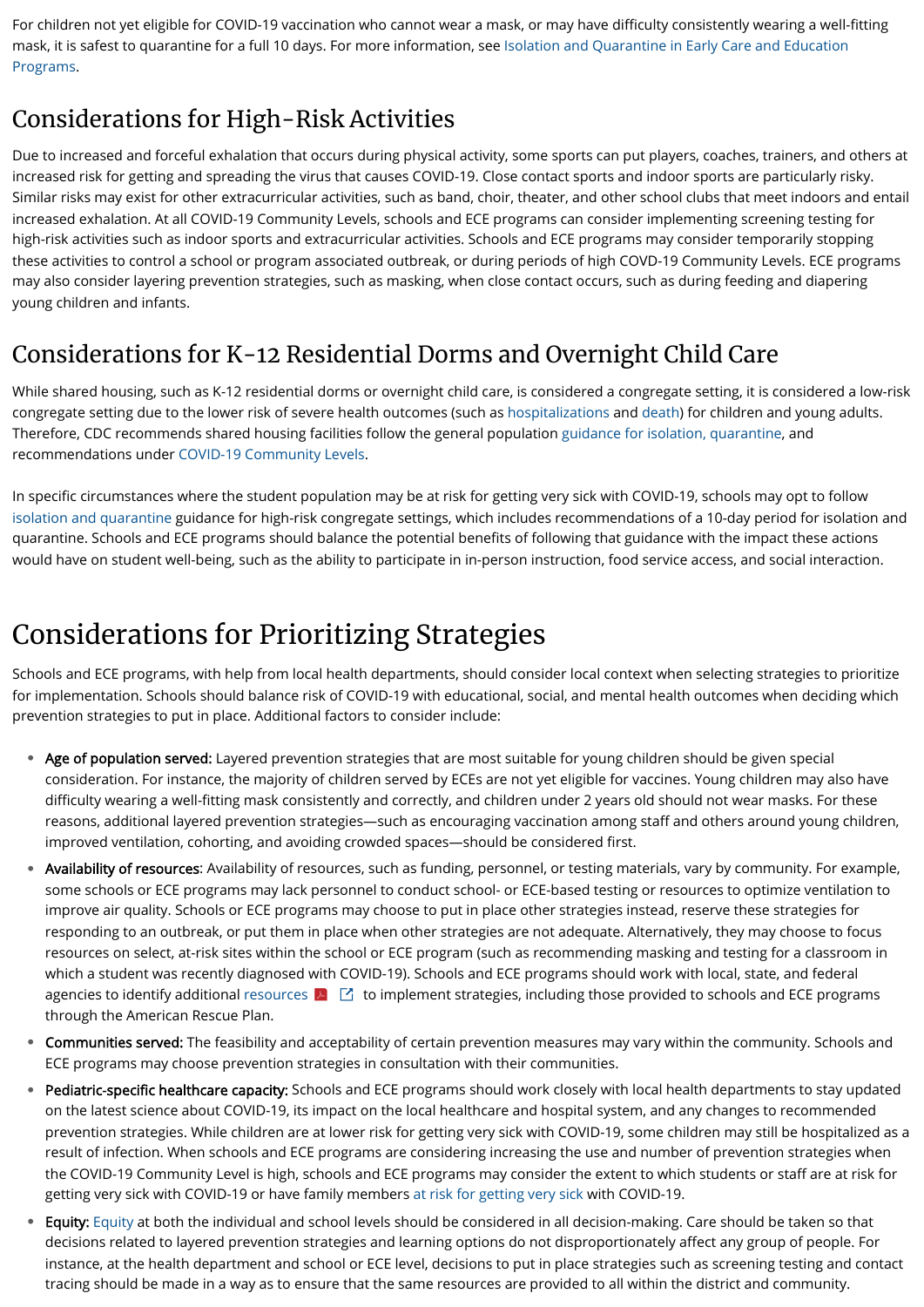For children not yet eligible for COVID-19 vaccination who cannot wear a mask, or may have difficulty consistently wearing a well-fitting mask, it is safest to quarantine for a full 10 days. For more information, see Isolation and Quarantine in Early Care and Education Programs.

## Considerations for High-Risk Activities

Due to increased and forceful exhalation that occurs during physical activity, some sports can put players, coaches, trainers, and others at increased risk for getting and spreading the virus that causes COVID-19. Close contact sports and indoor sports are particularly risky. Similar risks may exist for other extracurricular activities, such as band, choir, theater, and other school clubs that meet indoors and entail increased exhalation. At all COVID-19 Community Levels, schools and ECE programs can consider implementing screening testing for high-risk activities such as indoor sports and extracurricular activities. Schools and ECE programs may consider temporarily stopping these activities to control a school or program associated outbreak, or during periods of high COVD-19 Community Levels. ECE programs may also consider layering prevention strategies, such as masking, when close contact occurs, such as during feeding and diapering young children and infants.

## Considerations for K-12 Residential Dorms and Overnight Child Care

While shared housing, such as K-12 residential dorms or overnight child care, is considered a congregate setting, it is considered a low-risk congregate setting due to the lower risk of severe health outcomes (such as hospitalizations and death) for children and young adults. Therefore, CDC recommends shared housing facilities follow the general population guidance for isolation, quarantine, and recommendations under COVID-19 Community Levels.

In specific circumstances where the student population may be at risk for getting very sick with COVID-19, schools may opt to follow isolation and quarantine guidance for high-risk congregate settings, which includes recommendations of a 10-day period for isolation and quarantine. Schools and ECE programs should balance the potential benefits of following that guidance with the impact these actions would have on student well-being, such as the ability to participate in in-person instruction, food service access, and social interaction.

# Considerations for Prioritizing Strategies

Schools and ECE programs, with help from local health departments, should consider local context when selecting strategies to prioritize for implementation. Schools should balance risk of COVID-19 with educational, social, and mental health outcomes when deciding which prevention strategies to put in place. Additional factors to consider include:

- **Age of population served:** Layered prevention strategies that are most suitable for young children should be given special consideration. For instance, the majority of children served by ECEs are not yet eligible for vaccines. Young children may also have difficulty wearing a well-fitting mask consistently and correctly, and children under 2 years old should not wear masks. For these reasons, additional layered prevention strategies—such as encouraging vaccination among staff and others around young children, improved ventilation, cohorting, and avoiding crowded spaces—should be considered first.
- **Availability of resources**: Availability of resources, such as funding, personnel, or testing materials, vary by community. For example, some schools or ECE programs may lack personnel to conduct school- or ECE-based testing or resources to optimize ventilation to improve air quality. Schools or ECE programs may choose to put in place other strategies instead, reserve these strategies for responding to an outbreak, or put them in place when other strategies are not adequate. Alternatively, they may choose to focus resources on select, at-risk sites within the school or ECE program (such as recommending masking and testing for a classroom in which a student was recently diagnosed with COVID-19). Schools and ECE programs should work with local, state, and federal agencies to identify additional resources to implement strategies, including those provided to schools and ECE programs through the American Rescue Plan.
- **Communities served:** The feasibility and acceptability of certain prevention measures may vary within the community. Schools and ECE programs may choose prevention strategies in consultation with their communities.
- **Pediatric-specific healthcare capacity:** Schools and ECE programs should work closely with local health departments to stay updated on the latest science about COVID-19, its impact on the local healthcare and hospital system, and any changes to recommended prevention strategies. While children are at lower risk for getting very sick with COVID-19, some children may still be hospitalized as a result of infection. When schools and ECE programs are considering increasing the use and number of prevention strategies when the COVID-19 Community Level is high, schools and ECE programs may consider the extent to which students or staff are at risk for getting very sick with COVID-19 or have family members at risk for getting very sick with COVID-19.
- **Equity:** Equity at both the individual and school levels should be considered in all decision-making. Care should be taken so that decisions related to layered prevention strategies and learning options do not disproportionately affect any group of people. For instance, at the health department and school or ECE level, decisions to put in place strategies such as screening testing and contact tracing should be made in a way as to ensure that the same resources are provided to all within the district and community.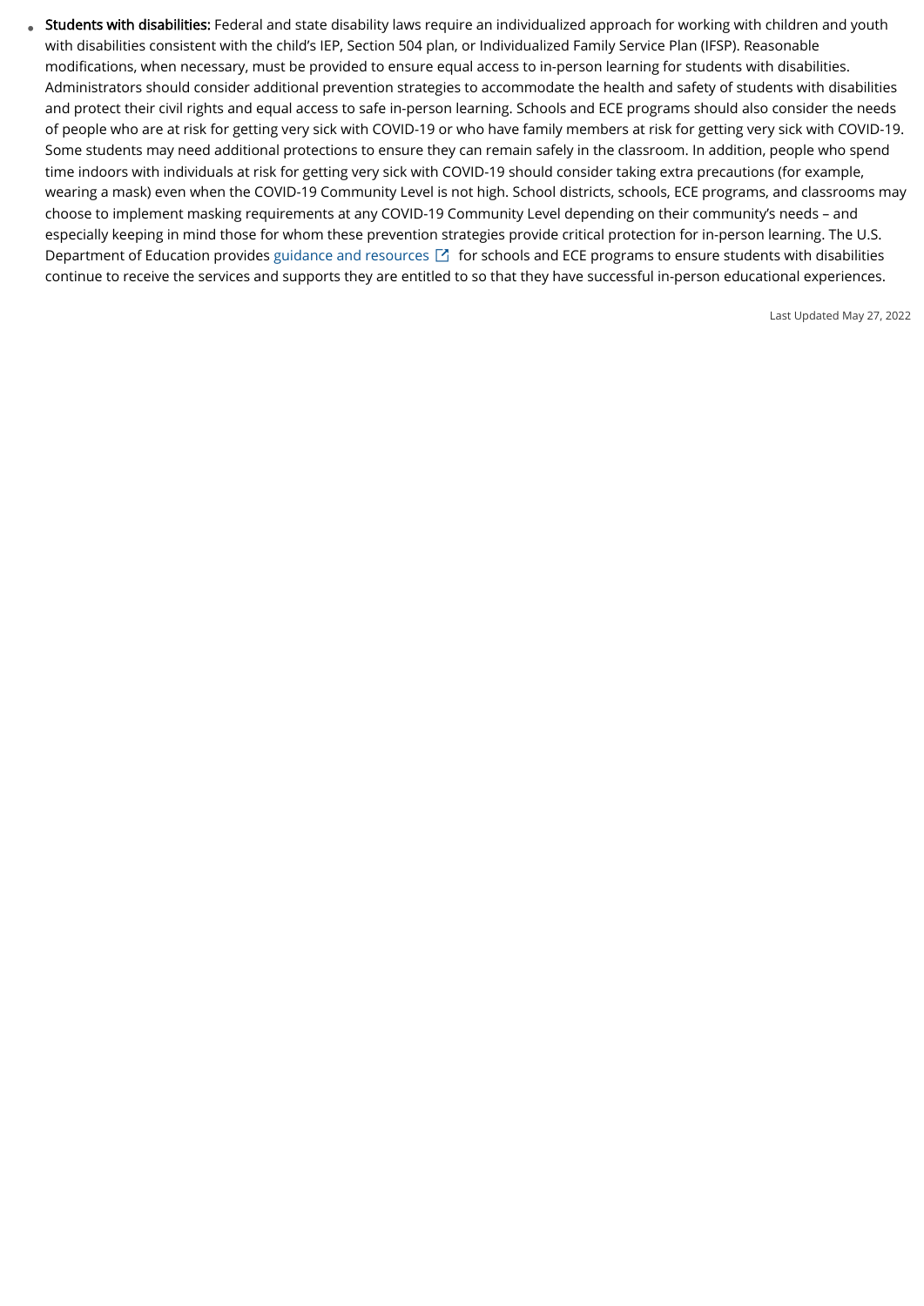- **Students with disabilities:** Federal and state disability laws require an individualized approach for working with children and youth with disabilities consistent with the child's IEP, Section 504 plan, or Individualized Family Service Plan (IFSP). Reasonable modifications, when necessary, must be provided to ensure equal access to in-person learning for students with disabilities. Administrators should consider additional prevention strategies to accommodate the health and safety of students with disabilities and protect their civil rights and equal access to safe in-person learning. Schools and ECE programs should also consider the needs of people who are at risk for getting very sick with COVID-19 or who have family members at risk for getting very sick with COVID-19. Some students may need additional protections to ensure they can remain safely in the classroom. In addition, people who spend time indoors with individuals at risk for getting very sick with COVID-19 should consider taking extra precautions (for example, wearing a mask) even when the COVID-19 Community Level is not high. School districts, schools, ECE programs, and classrooms may choose to implement masking requirements at any COVID-19 Community Level depending on their community's needs – and especially keeping in mind those for whom these prevention strategies provide critical protection for in-person learning. The U.S. Department of Education provides guidance and resources for schools and ECE programs to ensure students with disabilities continue to receive the services and supports they are entitled to so that they have successful in-person educational experiences.

Last Updated May 27, 2022